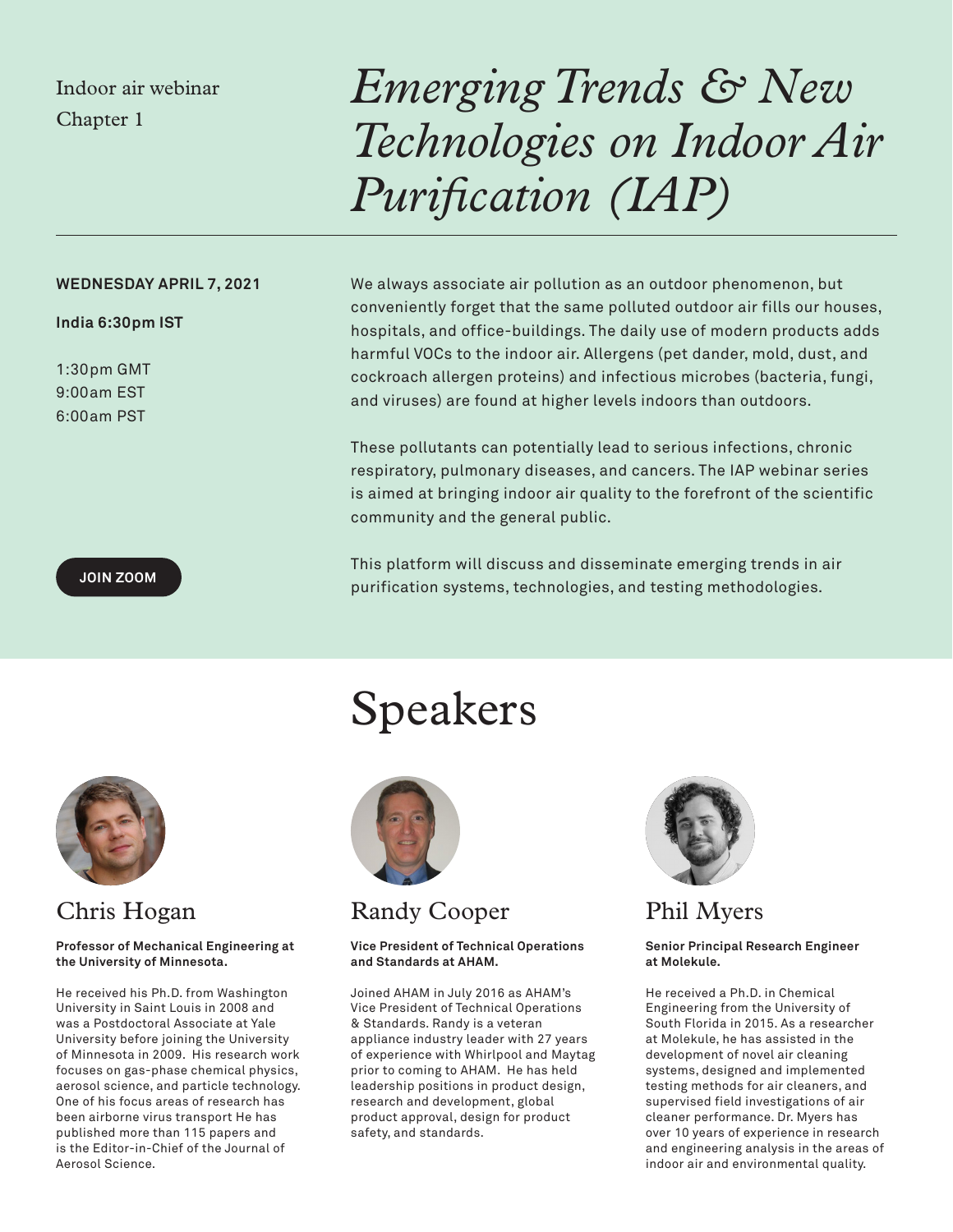Indoor air webinar
Chapter 1

# *Emerging Trends & New Technologies on Indoor Air Purification (IAP)*

**WEDNESDAY APRIL 7, 2021**

**India 6:30pm IST**

1:30pm GMT
9:00am EST
6:00am PST

We always associate air pollution as an outdoor phenomenon, but conveniently forget that the same polluted outdoor air fills our houses, hospitals, and office-buildings. The daily use of modern products adds harmful VOCs to the indoor air. Allergens (pet dander, mold, dust, and cockroach allergen proteins) and infectious microbes (bacteria, fungi, and viruses) are found at higher levels indoors than outdoors.

These pollutants can potentially lead to serious infections, chronic respiratory, pulmonary diseases, and cancers. The IAP webinar series is aimed at bringing indoor air quality to the forefront of the scientific community and the general public.

This platform will discuss and disseminate emerging trends in air purification systems, technologies, and testing methodologies.

**JOIN ZOOM**

## Speakers

### Chris Hogan

**Professor of Mechanical Engineering at the University of Minnesota.**

He received his Ph.D. from Washington University in Saint Louis in 2008 and was a Postdoctoral Associate at Yale University before joining the University of Minnesota in 2009. His research work focuses on gas-phase chemical physics, aerosol science, and particle technology. One of his focus areas of research has been airborne virus transport He has published more than 115 papers and is the Editor-in-Chief of the Journal of Aerosol Science.

### Randy Cooper

**Vice President of Technical Operations and Standards at AHAM.**

Joined AHAM in July 2016 as AHAM's Vice President of Technical Operations & Standards. Randy is a veteran appliance industry leader with 27 years of experience with Whirlpool and Maytag prior to coming to AHAM. He has held leadership positions in product design, research and development, global product approval, design for product safety, and standards.

### Phil Myers

**Senior Principal Research Engineer at Molekule.**

He received a Ph.D. in Chemical Engineering from the University of South Florida in 2015. As a researcher at Molekule, he has assisted in the development of novel air cleaning systems, designed and implemented testing methods for air cleaners, and supervised field investigations of air cleaner performance. Dr. Myers has over 10 years of experience in research and engineering analysis in the areas of indoor air and environmental quality.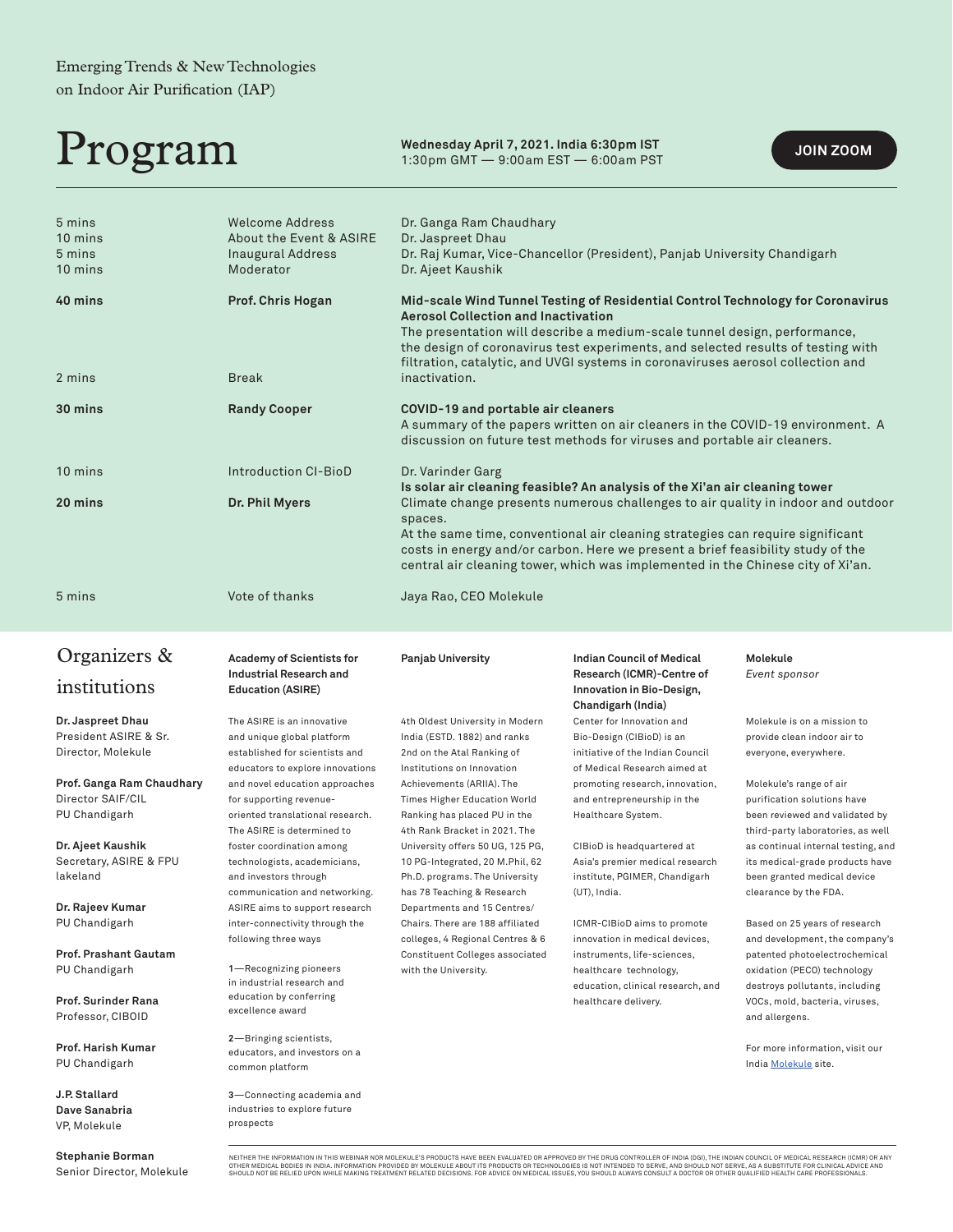Emerging Trends & New Technologies on Indoor Air Purification (IAP)

# Program

**Wednesday April 7, 2021. India 6:30pm IST**
1:30pm GMT — 9:00am EST — 6:00am PST

**JOIN ZOOM**

| | | |
|---|---|---|
| 5 mins | Welcome Address | Dr. Ganga Ram Chaudhary |
| 10 mins | About the Event & ASIRE | Dr. Jaspreet Dhau |
| 5 mins | Inaugural Address | Dr. Raj Kumar, Vice-Chancellor (President), Panjab University Chandigarh |
| 10 mins | Moderator | Dr. Ajeet Kaushik |
| **40 mins** | **Prof. Chris Hogan** | **Mid-scale Wind Tunnel Testing of Residential Control Technology for Coronavirus Aerosol Collection and Inactivation** The presentation will describe a medium-scale tunnel design, performance, the design of coronavirus test experiments, and selected results of testing with filtration, catalytic, and UVGI systems in coronaviruses aerosol collection and inactivation. |
| 2 mins | Break | |
| **30 mins** | **Randy Cooper** | **COVID-19 and portable air cleaners** A summary of the papers written on air cleaners in the COVID-19 environment. A discussion on future test methods for viruses and portable air cleaners. |
| 10 mins | Introduction CI-BioD | Dr. Varinder Garg |
| **20 mins** | **Dr. Phil Myers** | **Is solar air cleaning feasible? An analysis of the Xi'an air cleaning tower** Climate change presents numerous challenges to air quality in indoor and outdoor spaces. At the same time, conventional air cleaning strategies can require significant costs in energy and/or carbon. Here we present a brief feasibility study of the central air cleaning tower, which was implemented in the Chinese city of Xi'an. |
| 5 mins | Vote of thanks | Jaya Rao, CEO Molekule |

## Organizers & institutions

**Dr. Jaspreet Dhau**
President ASIRE & Sr. Director, Molekule

**Prof. Ganga Ram Chaudhary**
Director SAIF/CIL
PU Chandigarh

**Dr. Ajeet Kaushik**
Secretary, ASIRE & FPU lakeland

**Dr. Rajeev Kumar**
PU Chandigarh

**Prof. Prashant Gautam**
PU Chandigarh

**Prof. Surinder Rana**
Professor, CIBOID

**Prof. Harish Kumar**
PU Chandigarh

**J.P. Stallard**
**Dave Sanabria**
VP, Molekule

**Stephanie Borman**
Senior Director, Molekule

### Academy of Scientists for Industrial Research and Education (ASIRE)

The ASIRE is an innovative and unique global platform established for scientists and educators to explore innovations and novel education approaches for supporting revenue-oriented translational research. The ASIRE is determined to foster coordination among technologists, academicians, and investors through communication and networking. ASIRE aims to support research inter-connectivity through the following three ways

1—Recognizing pioneers in industrial research and education by conferring excellence award

2—Bringing scientists, educators, and investors on a common platform

3—Connecting academia and industries to explore future prospects

### Panjab University

4th Oldest University in Modern India (ESTD. 1882) and ranks 2nd on the Atal Ranking of Institutions on Innovation Achievements (ARIIA). The Times Higher Education World Ranking has placed PU in the 4th Rank Bracket in 2021. The University offers 50 UG, 125 PG, 10 PG-Integrated, 20 M.Phil, 62 Ph.D. programs. The University has 78 Teaching & Research Departments and 15 Centres/Chairs. There are 188 affiliated colleges, 4 Regional Centres & 6 Constituent Colleges associated with the University.

### Indian Council of Medical Research (ICMR)-Centre of Innovation in Bio-Design, Chandigarh (India)

Center for Innovation and Bio-Design (CIBioD) is an initiative of the Indian Council of Medical Research aimed at promoting research, innovation, and entrepreneurship in the Healthcare System.

CIBioD is headquartered at Asia's premier medical research institute, PGIMER, Chandigarh (UT), India.

ICMR-CIBioD aims to promote innovation in medical devices, instruments, life-sciences, healthcare technology, education, clinical research, and healthcare delivery.

### Molekule

*Event sponsor*

Molekule is on a mission to provide clean indoor air to everyone, everywhere.

Molekule's range of air purification solutions have been reviewed and validated by third-party laboratories, as well as continual internal testing, and its medical-grade products have been granted medical device clearance by the FDA.

Based on 25 years of research and development, the company's patented photoelectrochemical oxidation (PECO) technology destroys pollutants, including VOCs, mold, bacteria, viruses, and allergens.

For more information, visit our India Molekule site.

NEITHER THE INFORMATION IN THIS WEBINAR NOR MOLEKULE'S PRODUCTS HAVE BEEN EVALUATED OR APPROVED BY THE DRUG CONTROLLER OF INDIA (DGI), THE INDIAN COUNCIL OF MEDICAL RESEARCH (ICMR) OR ANY OTHER MEDICAL BODIES IN INDIA. INFORMATION PROVIDED BY MOLEKULE ABOUT ITS PRODUCTS OR TECHNOLOGIES IS NOT INTENDED TO SERVE, AND SHOULD NOT SERVE, AS A SUBSTITUTE FOR CLINICAL ADVICE AND SHOULD NOT BE RELIED UPON WHILE MAKING TREATMENT RELATED DECISIONS. FOR ADVICE ON MEDICAL ISSUES, YOU SHOULD ALWAYS CONSULT A DOCTOR OR OTHER QUALIFIED HEALTH CARE PROFESSIONALS.